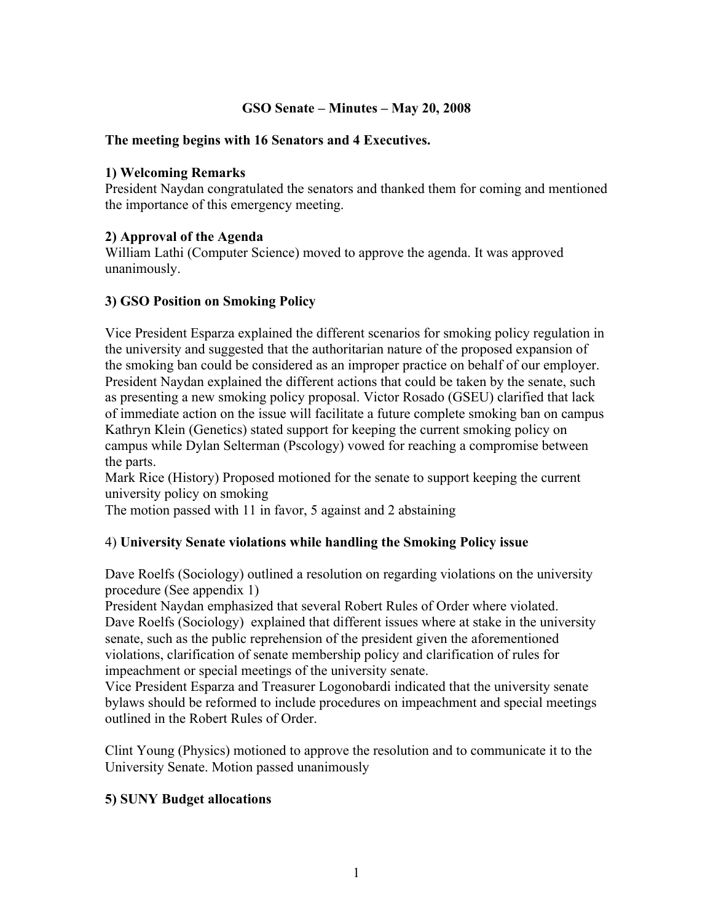# GSO Senate – Minutes – May 20, 2008

**The meeting begins with 16 Senators and 4 Executives.**

**1) Welcoming Remarks**

President Naydan congratulated the senators and thanked them for coming and mentioned the importance of this emergency meeting.

**2) Approval of the Agenda**

William Lathi (Computer Science) moved to approve the agenda. It was approved unanimously.

**3) GSO Position on Smoking Policy**

Vice President Esparza explained the different scenarios for smoking policy regulation in the university and suggested that the authoritarian nature of the proposed expansion of the smoking ban could be considered as an improper practice on behalf of our employer. President Naydan explained the different actions that could be taken by the senate, such as presenting a new smoking policy proposal. Victor Rosado (GSEU) clarified that lack of immediate action on the issue will facilitate a future complete smoking ban on campus Kathryn Klein (Genetics) stated support for keeping the current smoking policy on campus while Dylan Selterman (Pscology) vowed for reaching a compromise between the parts.

Mark Rice (History) Proposed motioned for the senate to support keeping the current university policy on smoking

The motion passed with 11 in favor, 5 against and 2 abstaining

4) **University Senate violations while handling the Smoking Policy issue**

Dave Roelfs (Sociology) outlined a resolution on regarding violations on the university procedure (See appendix 1)

President Naydan emphasized that several Robert Rules of Order where violated.

Dave Roelfs (Sociology) explained that different issues where at stake in the university senate, such as the public reprehension of the president given the aforementioned violations, clarification of senate membership policy and clarification of rules for impeachment or special meetings of the university senate.

Vice President Esparza and Treasurer Logonobardi indicated that the university senate bylaws should be reformed to include procedures on impeachment and special meetings outlined in the Robert Rules of Order.

Clint Young (Physics) motioned to approve the resolution and to communicate it to the University Senate. Motion passed unanimously

**5) SUNY Budget allocations**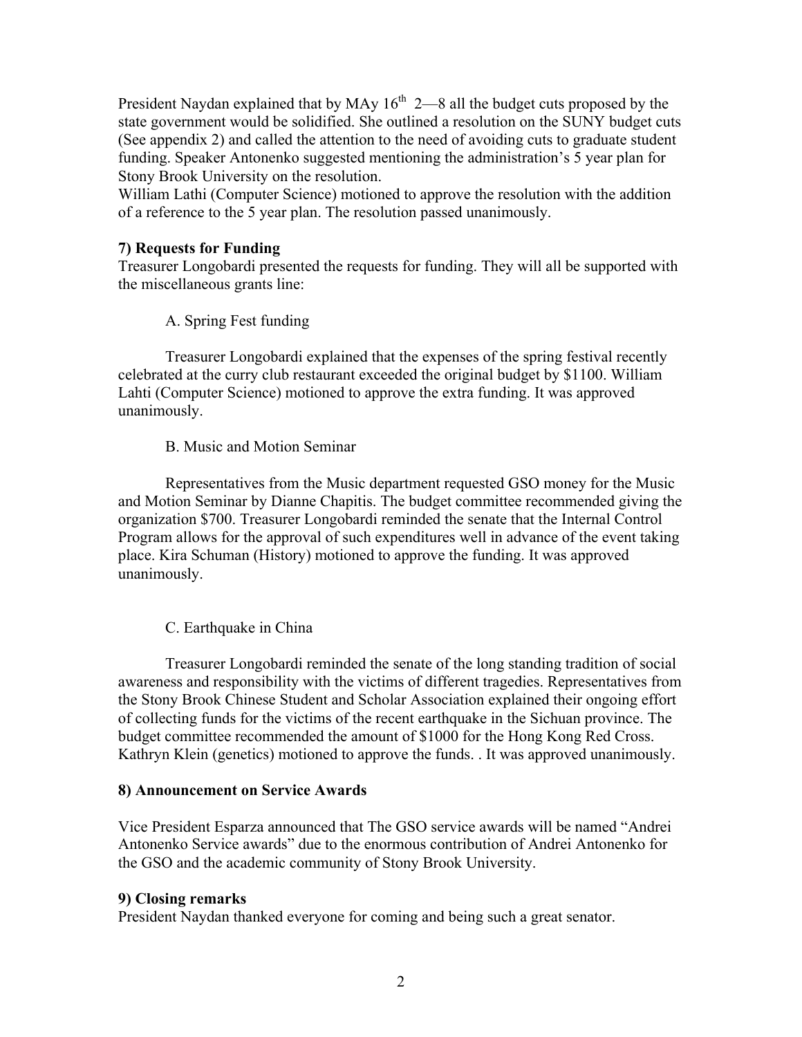President Naydan explained that by MAy 16th 2—8 all the budget cuts proposed by the state government would be solidified. She outlined a resolution on the SUNY budget cuts (See appendix 2) and called the attention to the need of avoiding cuts to graduate student funding. Speaker Antonenko suggested mentioning the administration's 5 year plan for Stony Brook University on the resolution.
William Lathi (Computer Science) motioned to approve the resolution with the addition of a reference to the 5 year plan. The resolution passed unanimously.

**7) Requests for Funding**
Treasurer Longobardi presented the requests for funding. They will all be supported with the miscellaneous grants line:

A. Spring Fest funding

Treasurer Longobardi explained that the expenses of the spring festival recently celebrated at the curry club restaurant exceeded the original budget by $1100. William Lahti (Computer Science) motioned to approve the extra funding. It was approved unanimously.

B. Music and Motion Seminar

Representatives from the Music department requested GSO money for the Music and Motion Seminar by Dianne Chapitis. The budget committee recommended giving the organization $700. Treasurer Longobardi reminded the senate that the Internal Control Program allows for the approval of such expenditures well in advance of the event taking place. Kira Schuman (History) motioned to approve the funding. It was approved unanimously.

C. Earthquake in China

Treasurer Longobardi reminded the senate of the long standing tradition of social awareness and responsibility with the victims of different tragedies. Representatives from the Stony Brook Chinese Student and Scholar Association explained their ongoing effort of collecting funds for the victims of the recent earthquake in the Sichuan province. The budget committee recommended the amount of $1000 for the Hong Kong Red Cross. Kathryn Klein (genetics) motioned to approve the funds. . It was approved unanimously.

**8) Announcement on Service Awards**

Vice President Esparza announced that The GSO service awards will be named "Andrei Antonenko Service awards" due to the enormous contribution of Andrei Antonenko for the GSO and the academic community of Stony Brook University.

**9) Closing remarks**
President Naydan thanked everyone for coming and being such a great senator.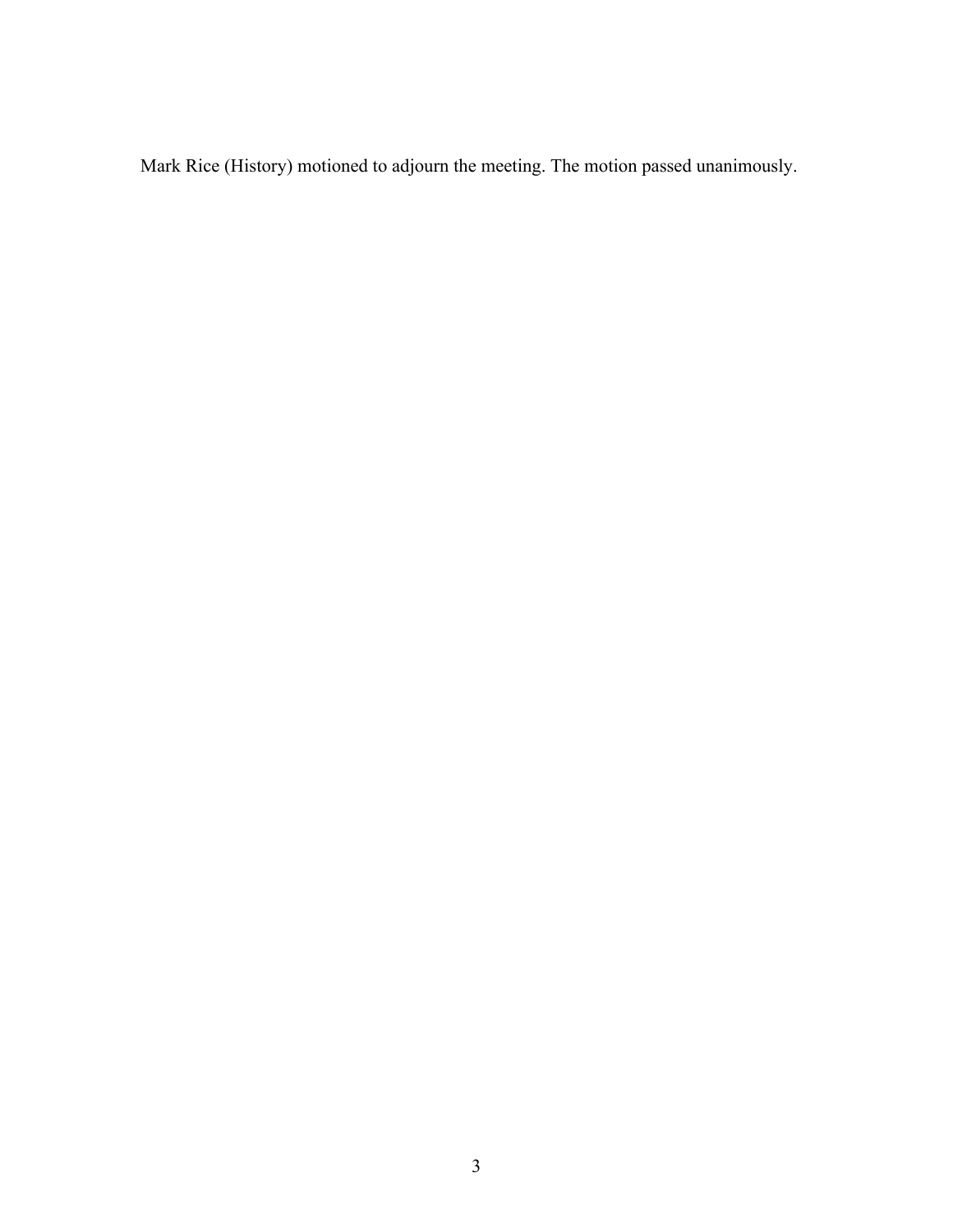Mark Rice (History) motioned to adjourn the meeting. The motion passed unanimously.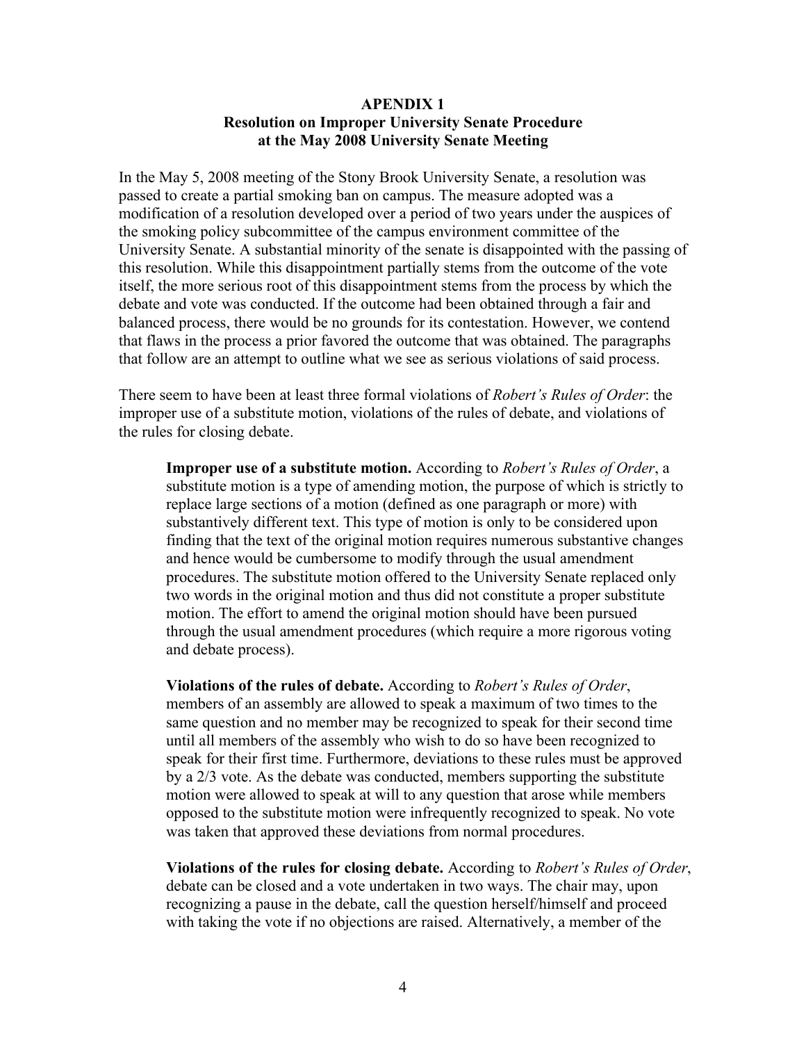# APENDIX 1
## Resolution on Improper University Senate Procedure at the May 2008 University Senate Meeting

In the May 5, 2008 meeting of the Stony Brook University Senate, a resolution was passed to create a partial smoking ban on campus. The measure adopted was a modification of a resolution developed over a period of two years under the auspices of the smoking policy subcommittee of the campus environment committee of the University Senate. A substantial minority of the senate is disappointed with the passing of this resolution. While this disappointment partially stems from the outcome of the vote itself, the more serious root of this disappointment stems from the process by which the debate and vote was conducted. If the outcome had been obtained through a fair and balanced process, there would be no grounds for its contestation. However, we contend that flaws in the process a prior favored the outcome that was obtained. The paragraphs that follow are an attempt to outline what we see as serious violations of said process.

There seem to have been at least three formal violations of *Robert's Rules of Order*: the improper use of a substitute motion, violations of the rules of debate, and violations of the rules for closing debate.

> **Improper use of a substitute motion.** According to *Robert's Rules of Order*, a substitute motion is a type of amending motion, the purpose of which is strictly to replace large sections of a motion (defined as one paragraph or more) with substantively different text. This type of motion is only to be considered upon finding that the text of the original motion requires numerous substantive changes and hence would be cumbersome to modify through the usual amendment procedures. The substitute motion offered to the University Senate replaced only two words in the original motion and thus did not constitute a proper substitute motion. The effort to amend the original motion should have been pursued through the usual amendment procedures (which require a more rigorous voting and debate process).
>
> **Violations of the rules of debate.** According to *Robert's Rules of Order*, members of an assembly are allowed to speak a maximum of two times to the same question and no member may be recognized to speak for their second time until all members of the assembly who wish to do so have been recognized to speak for their first time. Furthermore, deviations to these rules must be approved by a 2/3 vote. As the debate was conducted, members supporting the substitute motion were allowed to speak at will to any question that arose while members opposed to the substitute motion were infrequently recognized to speak. No vote was taken that approved these deviations from normal procedures.
>
> **Violations of the rules for closing debate.** According to *Robert's Rules of Order*, debate can be closed and a vote undertaken in two ways. The chair may, upon recognizing a pause in the debate, call the question herself/himself and proceed with taking the vote if no objections are raised. Alternatively, a member of the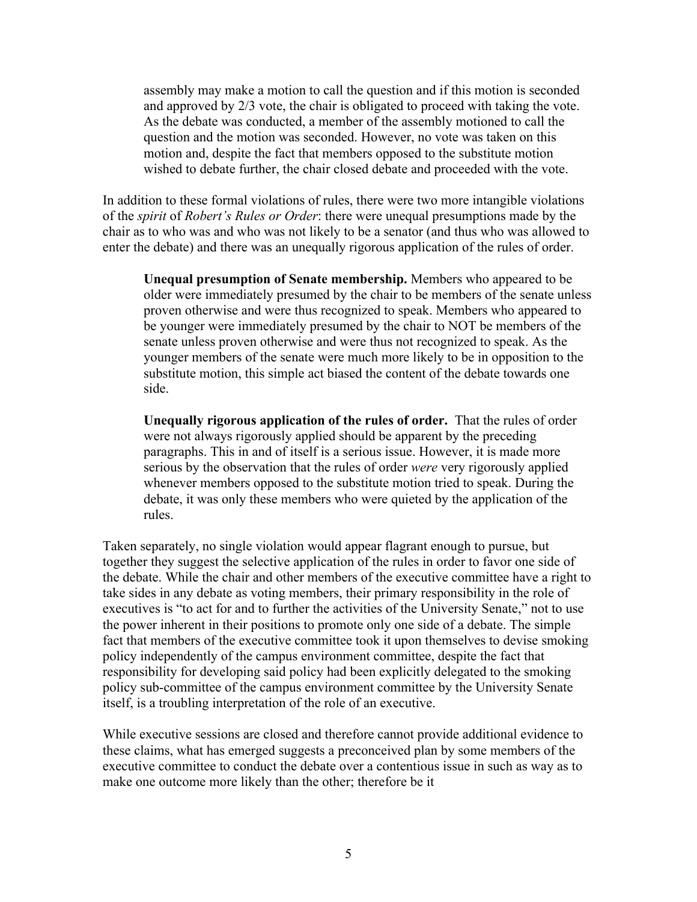assembly may make a motion to call the question and if this motion is seconded and approved by 2/3 vote, the chair is obligated to proceed with taking the vote. As the debate was conducted, a member of the assembly motioned to call the question and the motion was seconded. However, no vote was taken on this motion and, despite the fact that members opposed to the substitute motion wished to debate further, the chair closed debate and proceeded with the vote.

In addition to these formal violations of rules, there were two more intangible violations of the *spirit* of *Robert's Rules or Order*: there were unequal presumptions made by the chair as to who was and who was not likely to be a senator (and thus who was allowed to enter the debate) and there was an unequally rigorous application of the rules of order.

> **Unequal presumption of Senate membership.** Members who appeared to be older were immediately presumed by the chair to be members of the senate unless proven otherwise and were thus recognized to speak. Members who appeared to be younger were immediately presumed by the chair to NOT be members of the senate unless proven otherwise and were thus not recognized to speak. As the younger members of the senate were much more likely to be in opposition to the substitute motion, this simple act biased the content of the debate towards one side.
>
> **Unequally rigorous application of the rules of order.** That the rules of order were not always rigorously applied should be apparent by the preceding paragraphs. This in and of itself is a serious issue. However, it is made more serious by the observation that the rules of order *were* very rigorously applied whenever members opposed to the substitute motion tried to speak. During the debate, it was only these members who were quieted by the application of the rules.

Taken separately, no single violation would appear flagrant enough to pursue, but together they suggest the selective application of the rules in order to favor one side of the debate. While the chair and other members of the executive committee have a right to take sides in any debate as voting members, their primary responsibility in the role of executives is "to act for and to further the activities of the University Senate," not to use the power inherent in their positions to promote only one side of a debate. The simple fact that members of the executive committee took it upon themselves to devise smoking policy independently of the campus environment committee, despite the fact that responsibility for developing said policy had been explicitly delegated to the smoking policy sub-committee of the campus environment committee by the University Senate itself, is a troubling interpretation of the role of an executive.

While executive sessions are closed and therefore cannot provide additional evidence to these claims, what has emerged suggests a preconceived plan by some members of the executive committee to conduct the debate over a contentious issue in such as way as to make one outcome more likely than the other; therefore be it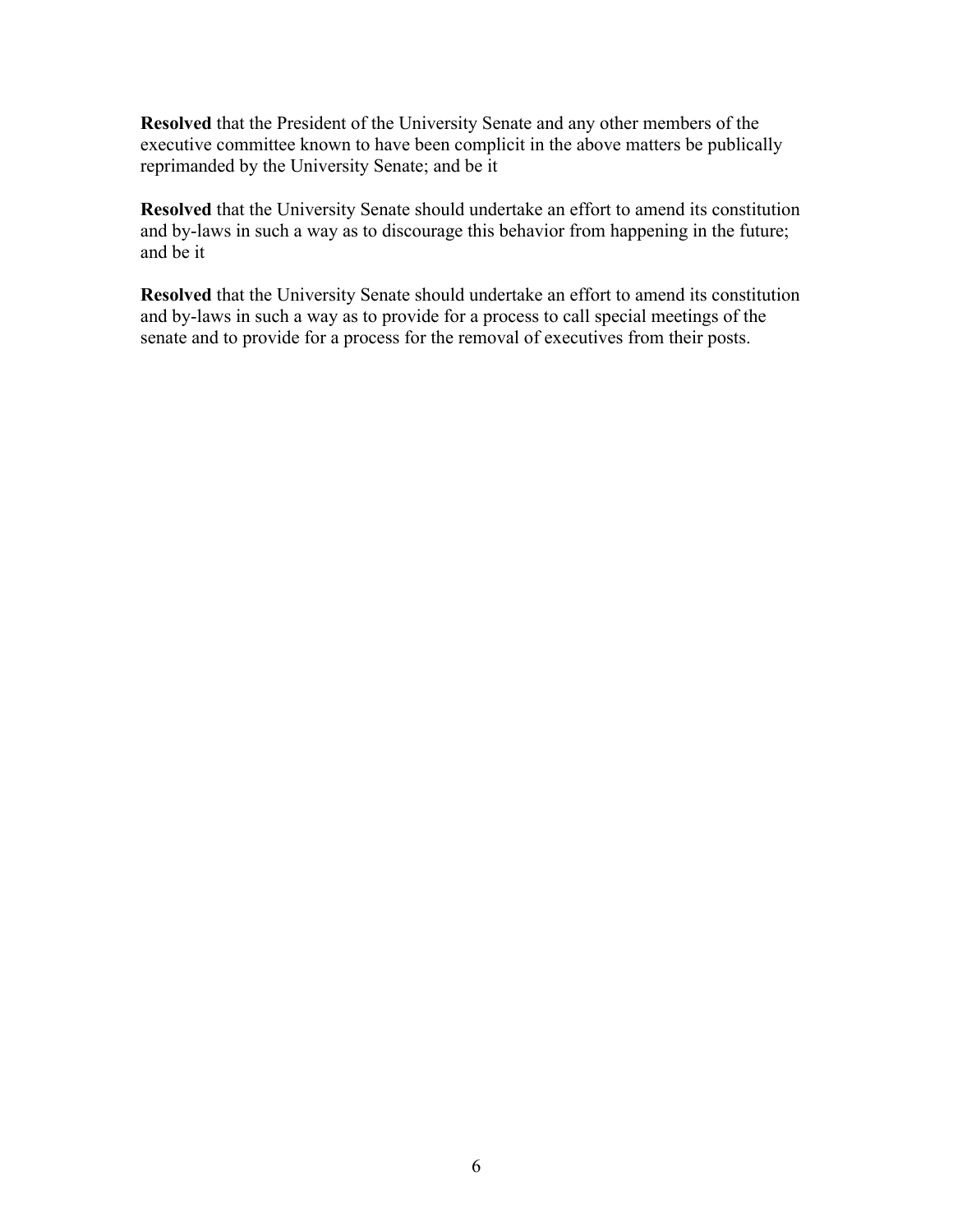**Resolved** that the President of the University Senate and any other members of the executive committee known to have been complicit in the above matters be publically reprimanded by the University Senate; and be it

**Resolved** that the University Senate should undertake an effort to amend its constitution and by-laws in such a way as to discourage this behavior from happening in the future; and be it

**Resolved** that the University Senate should undertake an effort to amend its constitution and by-laws in such a way as to provide for a process to call special meetings of the senate and to provide for a process for the removal of executives from their posts.